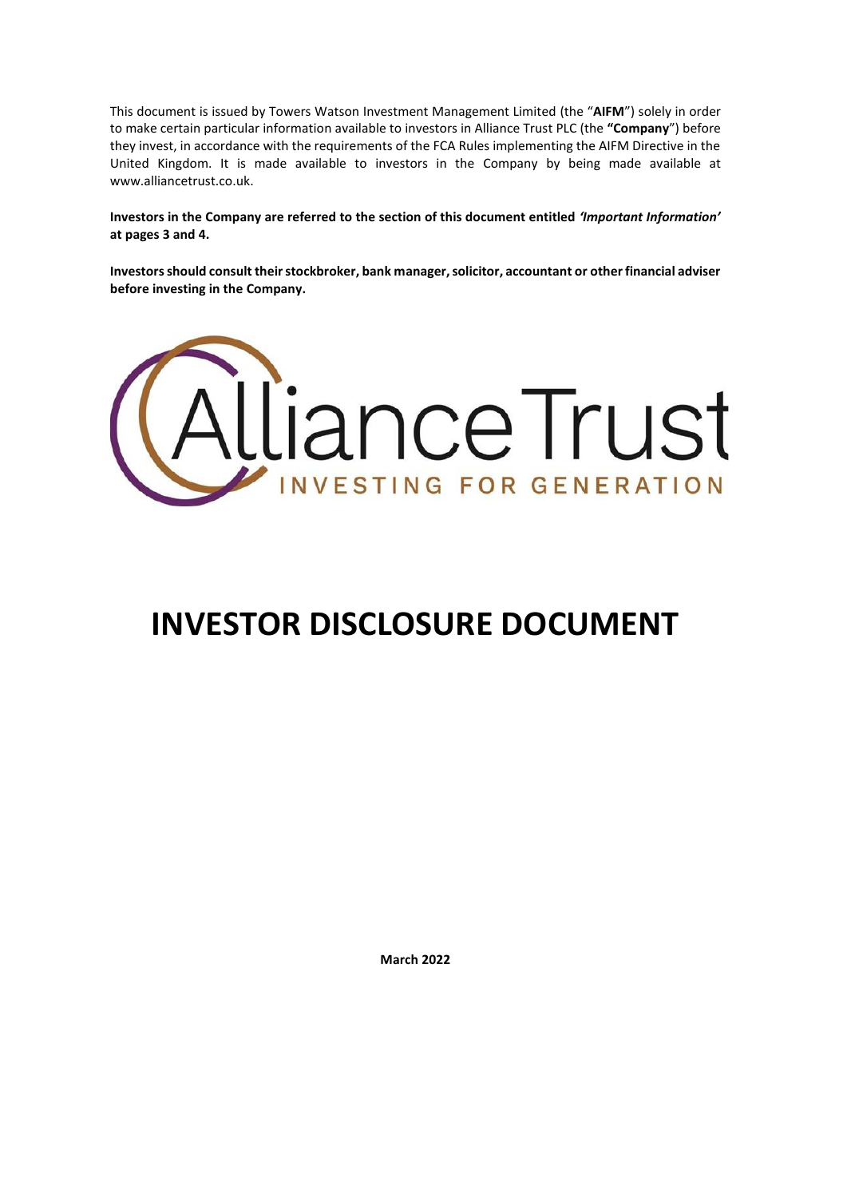This document is issued by Towers Watson Investment Management Limited (the "**AIFM**") solely in order to make certain particular information available to investors in Alliance Trust PLC (the **"Company"**) before they invest, in accordance with the requirements of the FCA Rules implementing the AIFM Directive in the United Kingdom. It is made available to investors in the Company by being made available at www.alliancetrust.co.uk.

**Investors in the Company are referred to the section of this document entitled *'Important Information'* at pages 3 and 4.**

**Investors should consult their stockbroker, bank manager, solicitor, accountant or other financial adviser before investing in the Company.**

Alliance Trust

INVESTING FOR GENERATION

# INVESTOR DISCLOSURE DOCUMENT

**March 2022**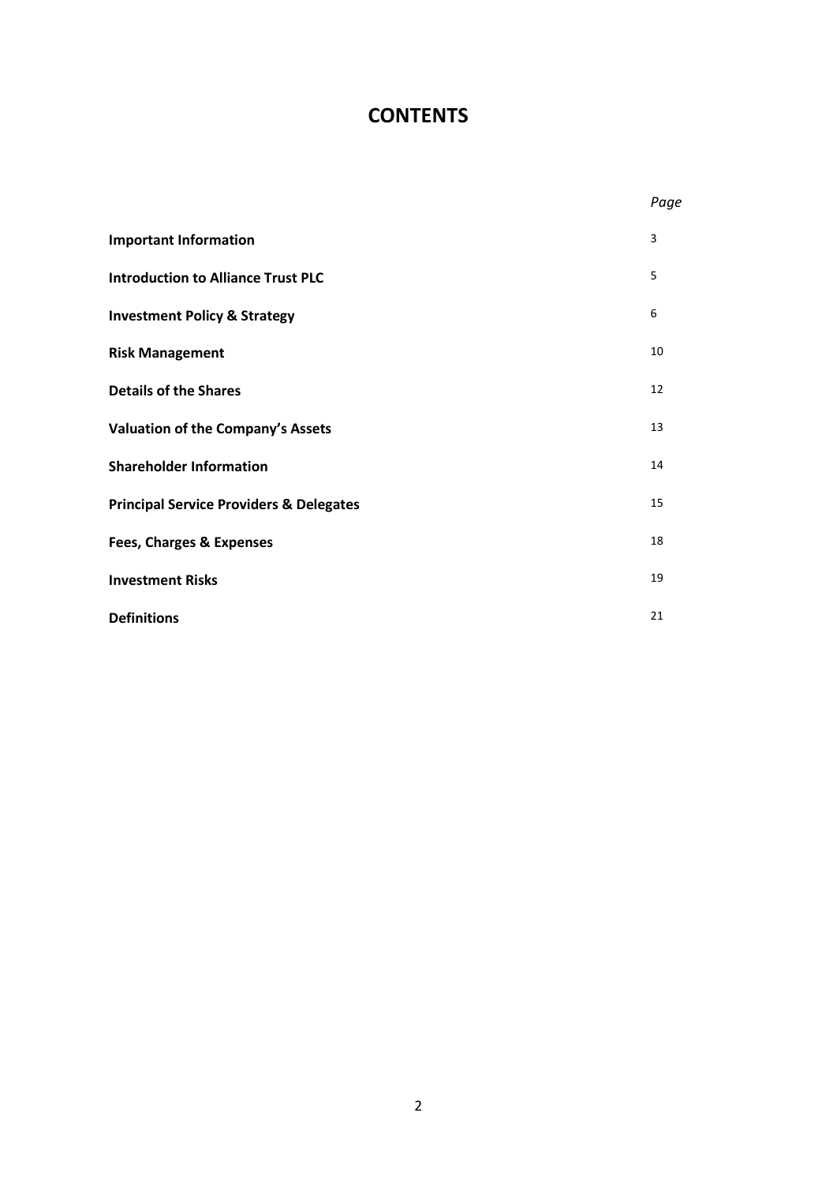# CONTENTS

| | *Page* |
|---|---|
| **Important Information** | 3 |
| **Introduction to Alliance Trust PLC** | 5 |
| **Investment Policy & Strategy** | 6 |
| **Risk Management** | 10 |
| **Details of the Shares** | 12 |
| **Valuation of the Company's Assets** | 13 |
| **Shareholder Information** | 14 |
| **Principal Service Providers & Delegates** | 15 |
| **Fees, Charges & Expenses** | 18 |
| **Investment Risks** | 19 |
| **Definitions** | 21 |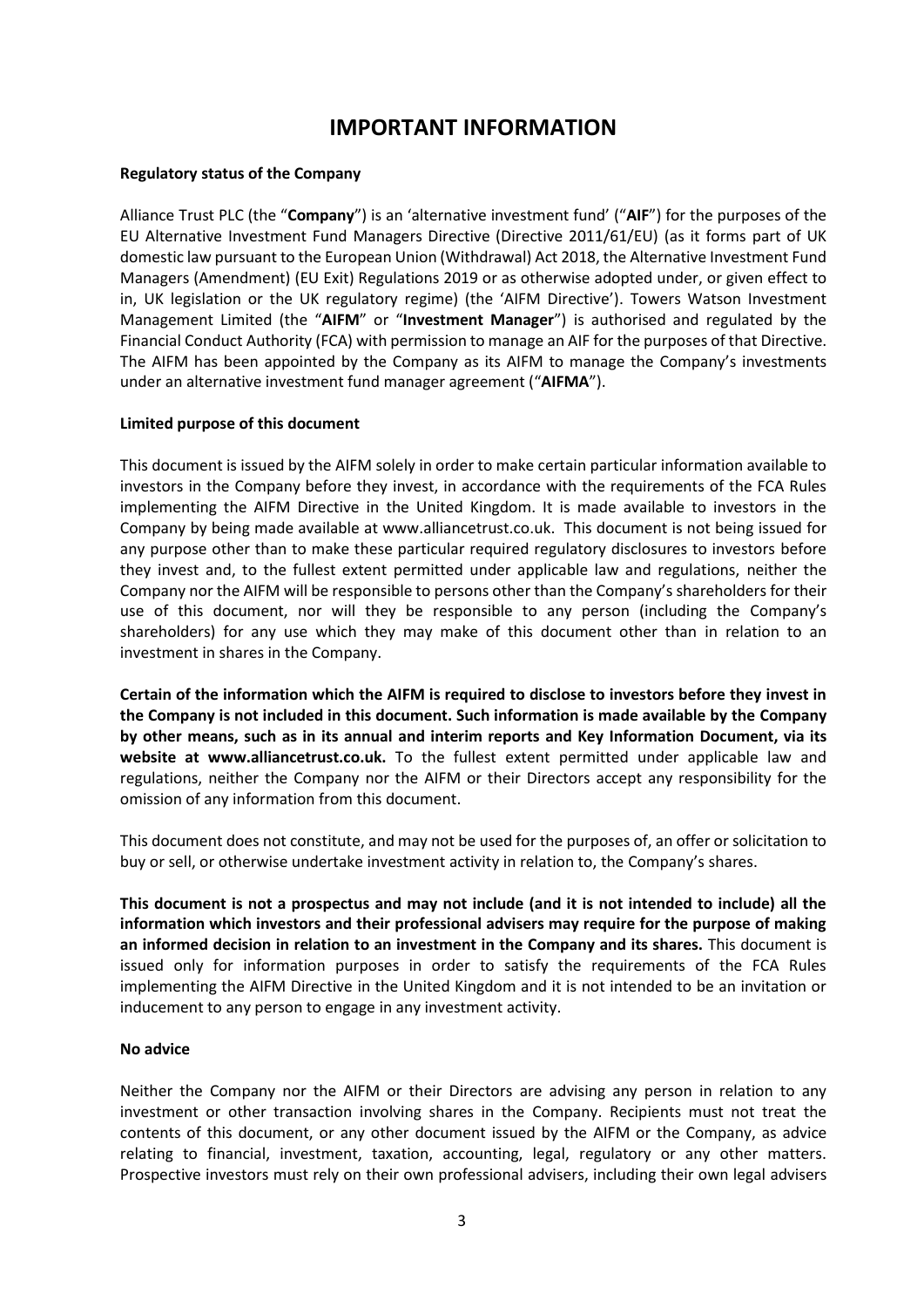# IMPORTANT INFORMATION

**Regulatory status of the Company**

Alliance Trust PLC (the "**Company**") is an 'alternative investment fund' ("**AIF**") for the purposes of the EU Alternative Investment Fund Managers Directive (Directive 2011/61/EU) (as it forms part of UK domestic law pursuant to the European Union (Withdrawal) Act 2018, the Alternative Investment Fund Managers (Amendment) (EU Exit) Regulations 2019 or as otherwise adopted under, or given effect to in, UK legislation or the UK regulatory regime) (the 'AIFM Directive'). Towers Watson Investment Management Limited (the "**AIFM**" or "**Investment Manager**") is authorised and regulated by the Financial Conduct Authority (FCA) with permission to manage an AIF for the purposes of that Directive. The AIFM has been appointed by the Company as its AIFM to manage the Company's investments under an alternative investment fund manager agreement ("**AIFMA**").

**Limited purpose of this document**

This document is issued by the AIFM solely in order to make certain particular information available to investors in the Company before they invest, in accordance with the requirements of the FCA Rules implementing the AIFM Directive in the United Kingdom. It is made available to investors in the Company by being made available at www.alliancetrust.co.uk. This document is not being issued for any purpose other than to make these particular required regulatory disclosures to investors before they invest and, to the fullest extent permitted under applicable law and regulations, neither the Company nor the AIFM will be responsible to persons other than the Company's shareholders for their use of this document, nor will they be responsible to any person (including the Company's shareholders) for any use which they may make of this document other than in relation to an investment in shares in the Company.

**Certain of the information which the AIFM is required to disclose to investors before they invest in the Company is not included in this document. Such information is made available by the Company by other means, such as in its annual and interim reports and Key Information Document, via its website at www.alliancetrust.co.uk.** To the fullest extent permitted under applicable law and regulations, neither the Company nor the AIFM or their Directors accept any responsibility for the omission of any information from this document.

This document does not constitute, and may not be used for the purposes of, an offer or solicitation to buy or sell, or otherwise undertake investment activity in relation to, the Company's shares.

**This document is not a prospectus and may not include (and it is not intended to include) all the information which investors and their professional advisers may require for the purpose of making an informed decision in relation to an investment in the Company and its shares.** This document is issued only for information purposes in order to satisfy the requirements of the FCA Rules implementing the AIFM Directive in the United Kingdom and it is not intended to be an invitation or inducement to any person to engage in any investment activity.

**No advice**

Neither the Company nor the AIFM or their Directors are advising any person in relation to any investment or other transaction involving shares in the Company. Recipients must not treat the contents of this document, or any other document issued by the AIFM or the Company, as advice relating to financial, investment, taxation, accounting, legal, regulatory or any other matters. Prospective investors must rely on their own professional advisers, including their own legal advisers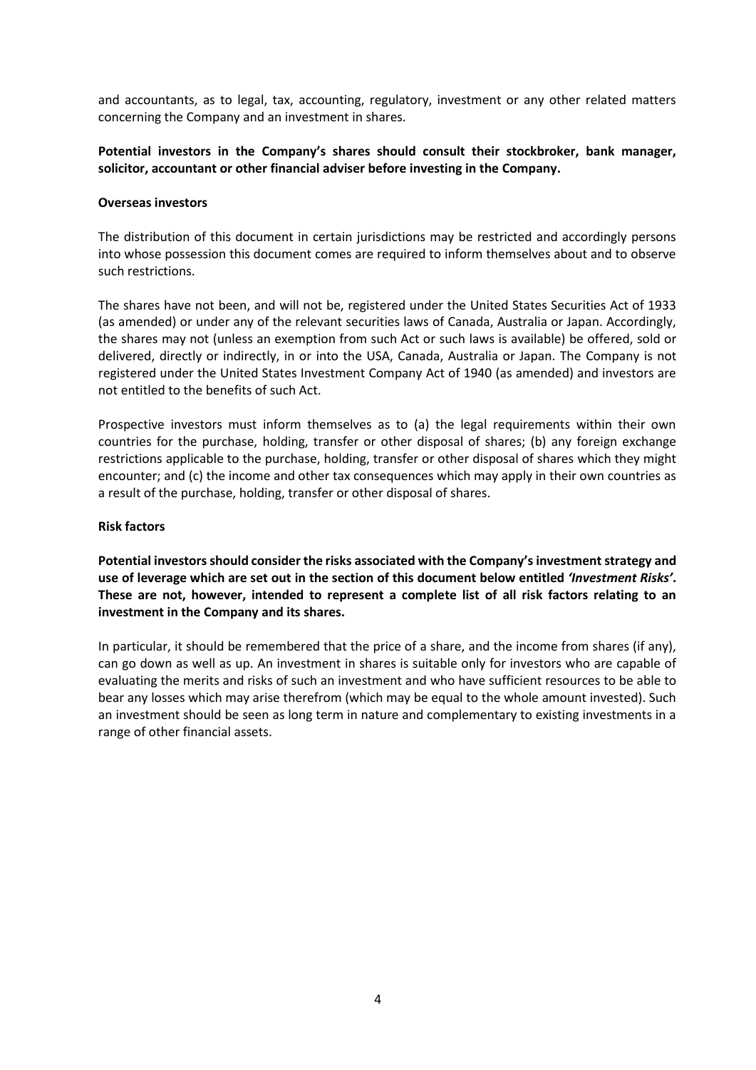and accountants, as to legal, tax, accounting, regulatory, investment or any other related matters concerning the Company and an investment in shares.

**Potential investors in the Company's shares should consult their stockbroker, bank manager, solicitor, accountant or other financial adviser before investing in the Company.**

**Overseas investors**

The distribution of this document in certain jurisdictions may be restricted and accordingly persons into whose possession this document comes are required to inform themselves about and to observe such restrictions.

The shares have not been, and will not be, registered under the United States Securities Act of 1933 (as amended) or under any of the relevant securities laws of Canada, Australia or Japan. Accordingly, the shares may not (unless an exemption from such Act or such laws is available) be offered, sold or delivered, directly or indirectly, in or into the USA, Canada, Australia or Japan. The Company is not registered under the United States Investment Company Act of 1940 (as amended) and investors are not entitled to the benefits of such Act.

Prospective investors must inform themselves as to (a) the legal requirements within their own countries for the purchase, holding, transfer or other disposal of shares; (b) any foreign exchange restrictions applicable to the purchase, holding, transfer or other disposal of shares which they might encounter; and (c) the income and other tax consequences which may apply in their own countries as a result of the purchase, holding, transfer or other disposal of shares.

**Risk factors**

**Potential investors should consider the risks associated with the Company's investment strategy and use of leverage which are set out in the section of this document below entitled *'Investment Risks'*. These are not, however, intended to represent a complete list of all risk factors relating to an investment in the Company and its shares.**

In particular, it should be remembered that the price of a share, and the income from shares (if any), can go down as well as up. An investment in shares is suitable only for investors who are capable of evaluating the merits and risks of such an investment and who have sufficient resources to be able to bear any losses which may arise therefrom (which may be equal to the whole amount invested). Such an investment should be seen as long term in nature and complementary to existing investments in a range of other financial assets.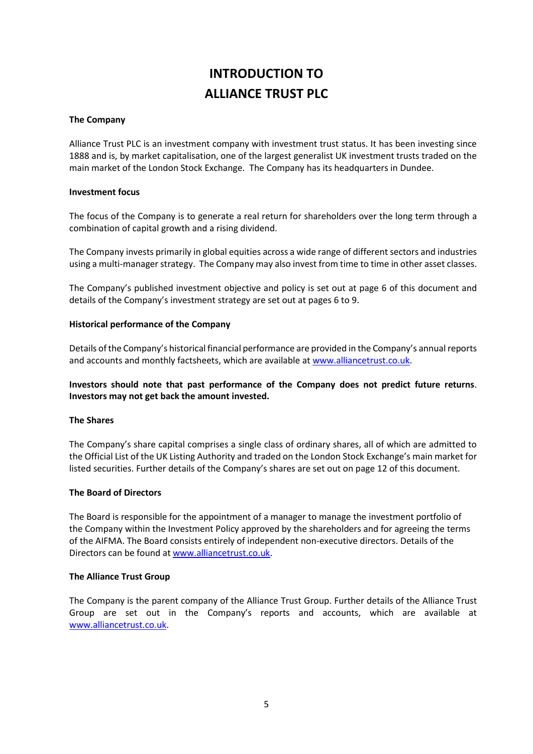# INTRODUCTION TO ALLIANCE TRUST PLC

**The Company**

Alliance Trust PLC is an investment company with investment trust status. It has been investing since 1888 and is, by market capitalisation, one of the largest generalist UK investment trusts traded on the main market of the London Stock Exchange. The Company has its headquarters in Dundee.

**Investment focus**

The focus of the Company is to generate a real return for shareholders over the long term through a combination of capital growth and a rising dividend.

The Company invests primarily in global equities across a wide range of different sectors and industries using a multi-manager strategy. The Company may also invest from time to time in other asset classes.

The Company's published investment objective and policy is set out at page 6 of this document and details of the Company's investment strategy are set out at pages 6 to 9.

**Historical performance of the Company**

Details of the Company's historical financial performance are provided in the Company's annual reports and accounts and monthly factsheets, which are available at [www.alliancetrust.co.uk](http://www.alliancetrust.co.uk).

**Investors should note that past performance of the Company does not predict future returns. Investors may not get back the amount invested.**

**The Shares**

The Company's share capital comprises a single class of ordinary shares, all of which are admitted to the Official List of the UK Listing Authority and traded on the London Stock Exchange's main market for listed securities. Further details of the Company's shares are set out on page 12 of this document.

**The Board of Directors**

The Board is responsible for the appointment of a manager to manage the investment portfolio of the Company within the Investment Policy approved by the shareholders and for agreeing the terms of the AIFMA. The Board consists entirely of independent non-executive directors. Details of the Directors can be found at [www.alliancetrust.co.uk](http://www.alliancetrust.co.uk).

**The Alliance Trust Group**

The Company is the parent company of the Alliance Trust Group. Further details of the Alliance Trust Group are set out in the Company's reports and accounts, which are available at [www.alliancetrust.co.uk](http://www.alliancetrust.co.uk).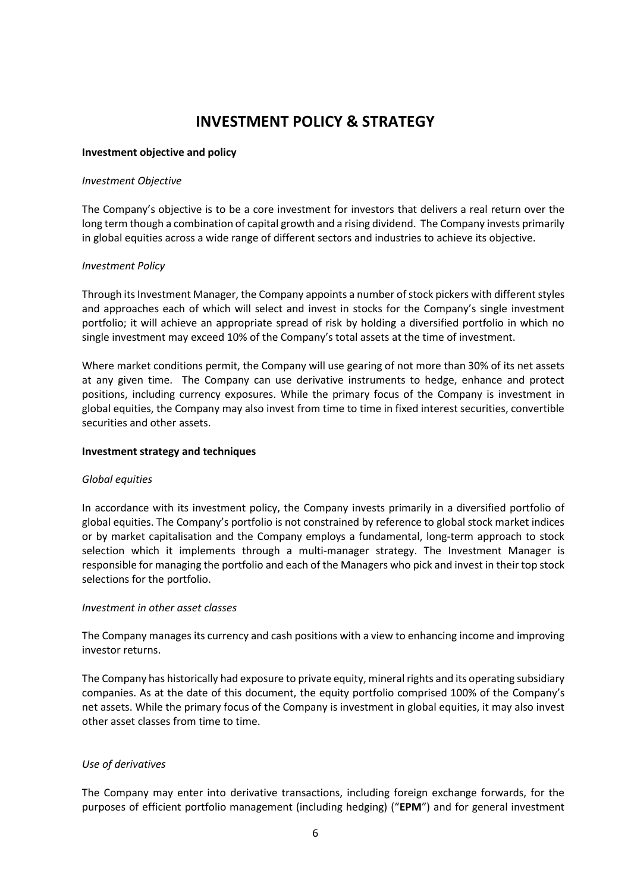# INVESTMENT POLICY & STRATEGY

**Investment objective and policy**

*Investment Objective*

The Company's objective is to be a core investment for investors that delivers a real return over the long term though a combination of capital growth and a rising dividend. The Company invests primarily in global equities across a wide range of different sectors and industries to achieve its objective.

*Investment Policy*

Through its Investment Manager, the Company appoints a number of stock pickers with different styles and approaches each of which will select and invest in stocks for the Company's single investment portfolio; it will achieve an appropriate spread of risk by holding a diversified portfolio in which no single investment may exceed 10% of the Company's total assets at the time of investment.

Where market conditions permit, the Company will use gearing of not more than 30% of its net assets at any given time. The Company can use derivative instruments to hedge, enhance and protect positions, including currency exposures. While the primary focus of the Company is investment in global equities, the Company may also invest from time to time in fixed interest securities, convertible securities and other assets.

**Investment strategy and techniques**

*Global equities*

In accordance with its investment policy, the Company invests primarily in a diversified portfolio of global equities. The Company's portfolio is not constrained by reference to global stock market indices or by market capitalisation and the Company employs a fundamental, long-term approach to stock selection which it implements through a multi-manager strategy. The Investment Manager is responsible for managing the portfolio and each of the Managers who pick and invest in their top stock selections for the portfolio.

*Investment in other asset classes*

The Company manages its currency and cash positions with a view to enhancing income and improving investor returns.

The Company has historically had exposure to private equity, mineral rights and its operating subsidiary companies. As at the date of this document, the equity portfolio comprised 100% of the Company's net assets. While the primary focus of the Company is investment in global equities, it may also invest other asset classes from time to time.

*Use of derivatives*

The Company may enter into derivative transactions, including foreign exchange forwards, for the purposes of efficient portfolio management (including hedging) ("**EPM**") and for general investment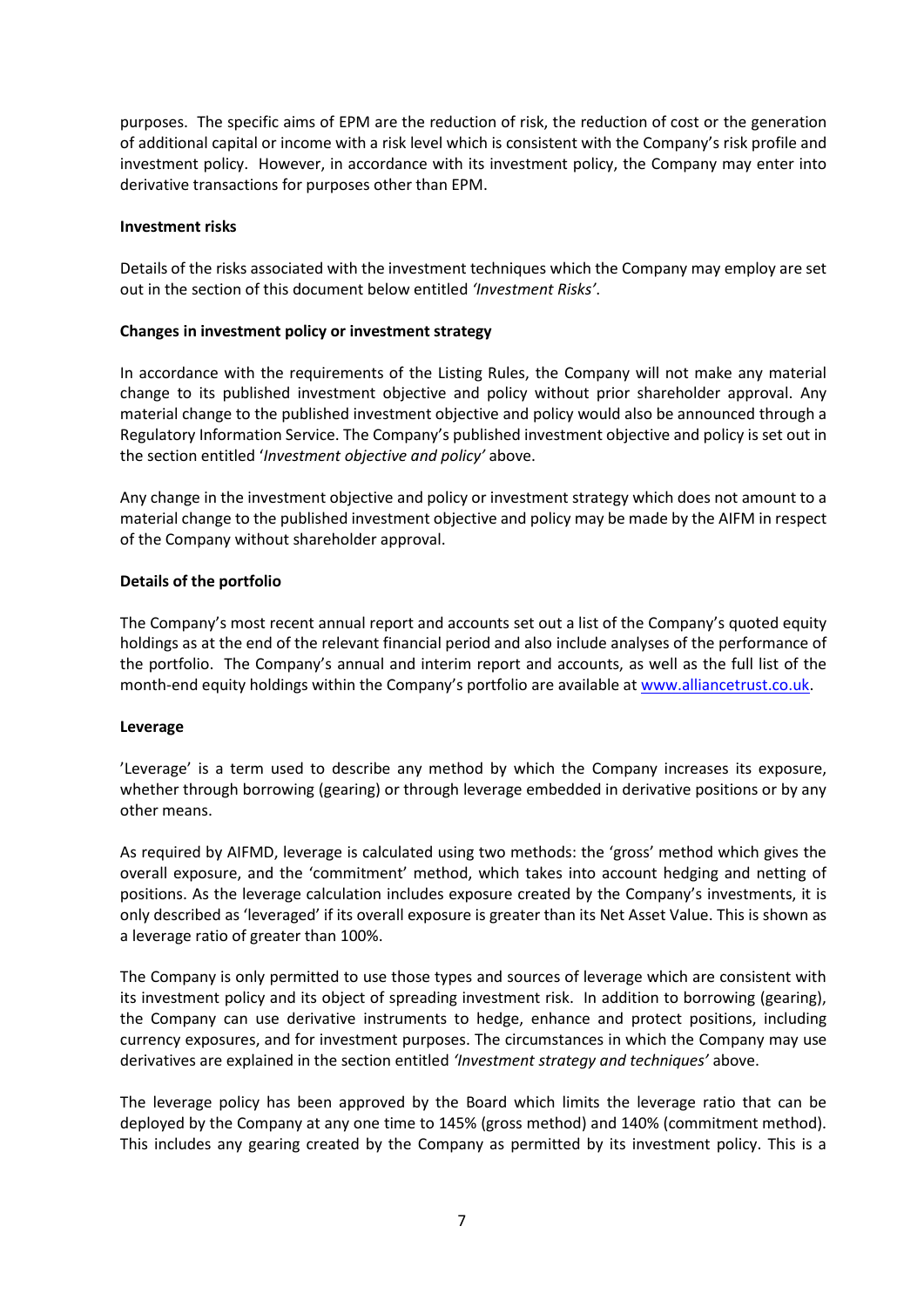purposes. The specific aims of EPM are the reduction of risk, the reduction of cost or the generation of additional capital or income with a risk level which is consistent with the Company's risk profile and investment policy. However, in accordance with its investment policy, the Company may enter into derivative transactions for purposes other than EPM.

**Investment risks**

Details of the risks associated with the investment techniques which the Company may employ are set out in the section of this document below entitled *'Investment Risks'*.

**Changes in investment policy or investment strategy**

In accordance with the requirements of the Listing Rules, the Company will not make any material change to its published investment objective and policy without prior shareholder approval. Any material change to the published investment objective and policy would also be announced through a Regulatory Information Service. The Company's published investment objective and policy is set out in the section entitled '*Investment objective and policy'* above.

Any change in the investment objective and policy or investment strategy which does not amount to a material change to the published investment objective and policy may be made by the AIFM in respect of the Company without shareholder approval.

**Details of the portfolio**

The Company's most recent annual report and accounts set out a list of the Company's quoted equity holdings as at the end of the relevant financial period and also include analyses of the performance of the portfolio. The Company's annual and interim report and accounts, as well as the full list of the month-end equity holdings within the Company's portfolio are available at [www.alliancetrust.co.uk](www.alliancetrust.co.uk).

**Leverage**

'Leverage' is a term used to describe any method by which the Company increases its exposure, whether through borrowing (gearing) or through leverage embedded in derivative positions or by any other means.

As required by AIFMD, leverage is calculated using two methods: the 'gross' method which gives the overall exposure, and the 'commitment' method, which takes into account hedging and netting of positions. As the leverage calculation includes exposure created by the Company's investments, it is only described as 'leveraged' if its overall exposure is greater than its Net Asset Value. This is shown as a leverage ratio of greater than 100%.

The Company is only permitted to use those types and sources of leverage which are consistent with its investment policy and its object of spreading investment risk. In addition to borrowing (gearing), the Company can use derivative instruments to hedge, enhance and protect positions, including currency exposures, and for investment purposes. The circumstances in which the Company may use derivatives are explained in the section entitled *'Investment strategy and techniques'* above.

The leverage policy has been approved by the Board which limits the leverage ratio that can be deployed by the Company at any one time to 145% (gross method) and 140% (commitment method). This includes any gearing created by the Company as permitted by its investment policy. This is a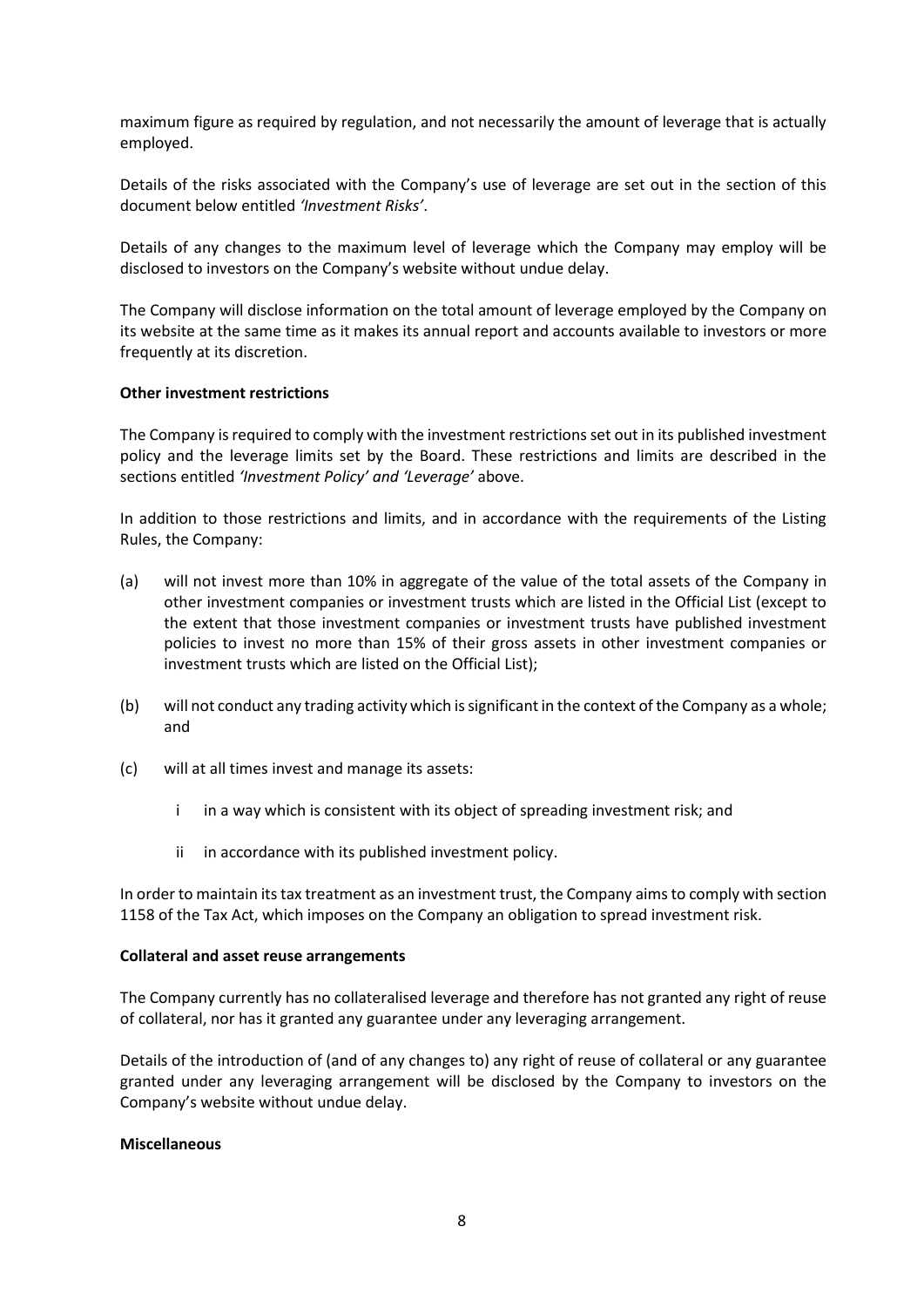maximum figure as required by regulation, and not necessarily the amount of leverage that is actually employed.

Details of the risks associated with the Company's use of leverage are set out in the section of this document below entitled *'Investment Risks'*.

Details of any changes to the maximum level of leverage which the Company may employ will be disclosed to investors on the Company's website without undue delay.

The Company will disclose information on the total amount of leverage employed by the Company on its website at the same time as it makes its annual report and accounts available to investors or more frequently at its discretion.

**Other investment restrictions**

The Company is required to comply with the investment restrictions set out in its published investment policy and the leverage limits set by the Board. These restrictions and limits are described in the sections entitled *'Investment Policy' and 'Leverage'* above.

In addition to those restrictions and limits, and in accordance with the requirements of the Listing Rules, the Company:

(a) will not invest more than 10% in aggregate of the value of the total assets of the Company in other investment companies or investment trusts which are listed in the Official List (except to the extent that those investment companies or investment trusts have published investment policies to invest no more than 15% of their gross assets in other investment companies or investment trusts which are listed on the Official List);

(b) will not conduct any trading activity which is significant in the context of the Company as a whole; and

(c) will at all times invest and manage its assets:

  i in a way which is consistent with its object of spreading investment risk; and

  ii in accordance with its published investment policy.

In order to maintain its tax treatment as an investment trust, the Company aims to comply with section 1158 of the Tax Act, which imposes on the Company an obligation to spread investment risk.

**Collateral and asset reuse arrangements**

The Company currently has no collateralised leverage and therefore has not granted any right of reuse of collateral, nor has it granted any guarantee under any leveraging arrangement.

Details of the introduction of (and of any changes to) any right of reuse of collateral or any guarantee granted under any leveraging arrangement will be disclosed by the Company to investors on the Company's website without undue delay.

**Miscellaneous**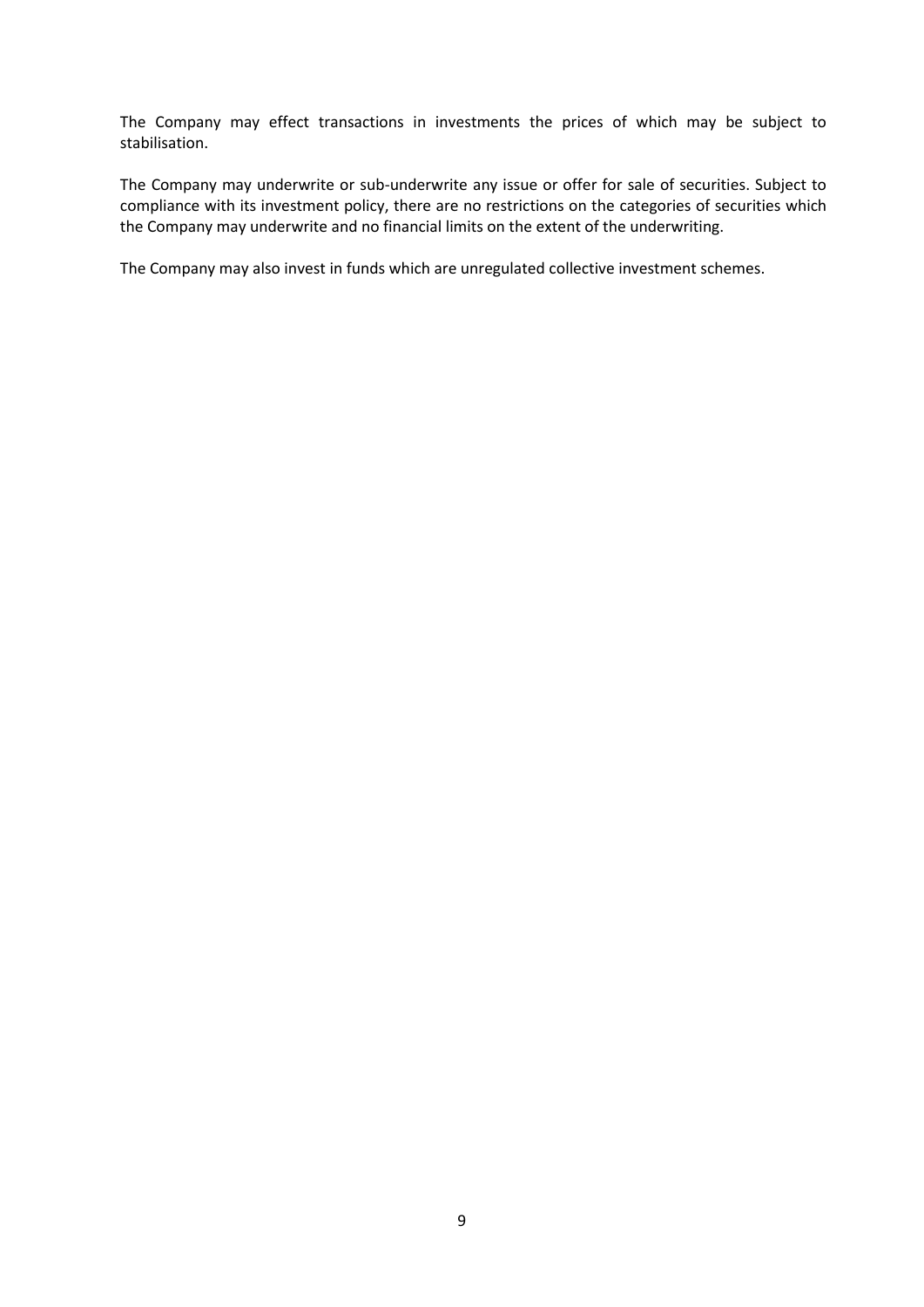The Company may effect transactions in investments the prices of which may be subject to stabilisation.

The Company may underwrite or sub-underwrite any issue or offer for sale of securities. Subject to compliance with its investment policy, there are no restrictions on the categories of securities which the Company may underwrite and no financial limits on the extent of the underwriting.

The Company may also invest in funds which are unregulated collective investment schemes.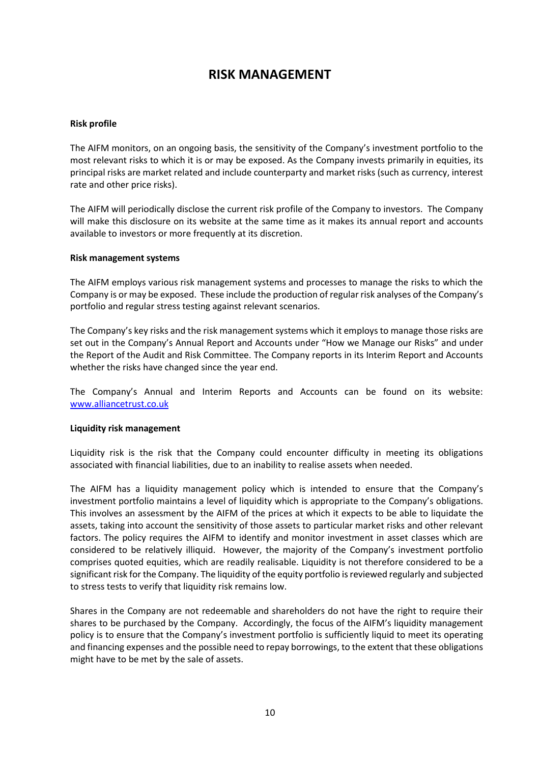# RISK MANAGEMENT

**Risk profile**

The AIFM monitors, on an ongoing basis, the sensitivity of the Company's investment portfolio to the most relevant risks to which it is or may be exposed. As the Company invests primarily in equities, its principal risks are market related and include counterparty and market risks (such as currency, interest rate and other price risks).

The AIFM will periodically disclose the current risk profile of the Company to investors. The Company will make this disclosure on its website at the same time as it makes its annual report and accounts available to investors or more frequently at its discretion.

**Risk management systems**

The AIFM employs various risk management systems and processes to manage the risks to which the Company is or may be exposed. These include the production of regular risk analyses of the Company's portfolio and regular stress testing against relevant scenarios.

The Company's key risks and the risk management systems which it employs to manage those risks are set out in the Company's Annual Report and Accounts under "How we Manage our Risks" and under the Report of the Audit and Risk Committee. The Company reports in its Interim Report and Accounts whether the risks have changed since the year end.

The Company's Annual and Interim Reports and Accounts can be found on its website: www.alliancetrust.co.uk

**Liquidity risk management**

Liquidity risk is the risk that the Company could encounter difficulty in meeting its obligations associated with financial liabilities, due to an inability to realise assets when needed.

The AIFM has a liquidity management policy which is intended to ensure that the Company's investment portfolio maintains a level of liquidity which is appropriate to the Company's obligations. This involves an assessment by the AIFM of the prices at which it expects to be able to liquidate the assets, taking into account the sensitivity of those assets to particular market risks and other relevant factors. The policy requires the AIFM to identify and monitor investment in asset classes which are considered to be relatively illiquid. However, the majority of the Company's investment portfolio comprises quoted equities, which are readily realisable. Liquidity is not therefore considered to be a significant risk for the Company. The liquidity of the equity portfolio is reviewed regularly and subjected to stress tests to verify that liquidity risk remains low.

Shares in the Company are not redeemable and shareholders do not have the right to require their shares to be purchased by the Company. Accordingly, the focus of the AIFM's liquidity management policy is to ensure that the Company's investment portfolio is sufficiently liquid to meet its operating and financing expenses and the possible need to repay borrowings, to the extent that these obligations might have to be met by the sale of assets.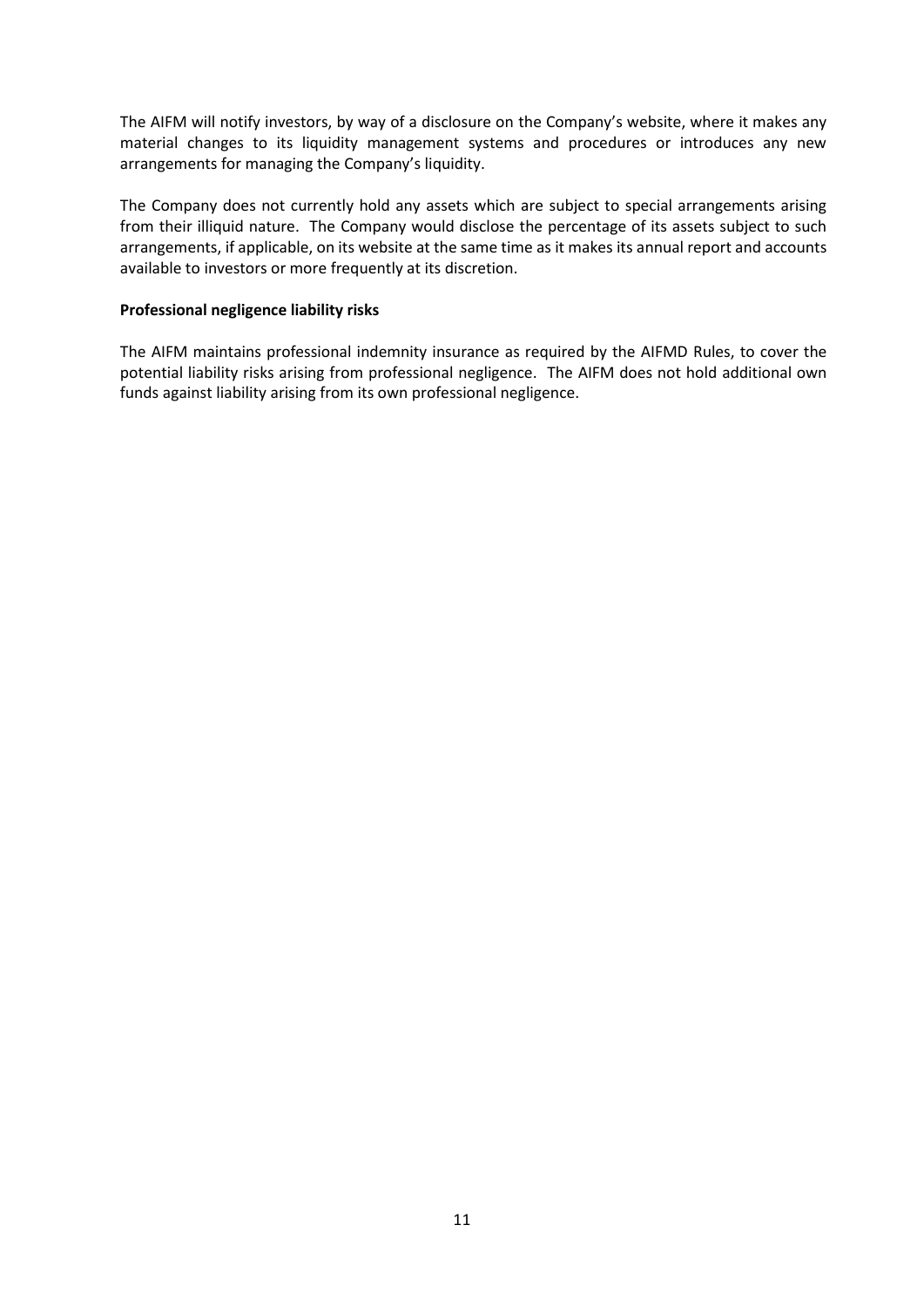The AIFM will notify investors, by way of a disclosure on the Company's website, where it makes any material changes to its liquidity management systems and procedures or introduces any new arrangements for managing the Company's liquidity.

The Company does not currently hold any assets which are subject to special arrangements arising from their illiquid nature. The Company would disclose the percentage of its assets subject to such arrangements, if applicable, on its website at the same time as it makes its annual report and accounts available to investors or more frequently at its discretion.

**Professional negligence liability risks**

The AIFM maintains professional indemnity insurance as required by the AIFMD Rules, to cover the potential liability risks arising from professional negligence. The AIFM does not hold additional own funds against liability arising from its own professional negligence.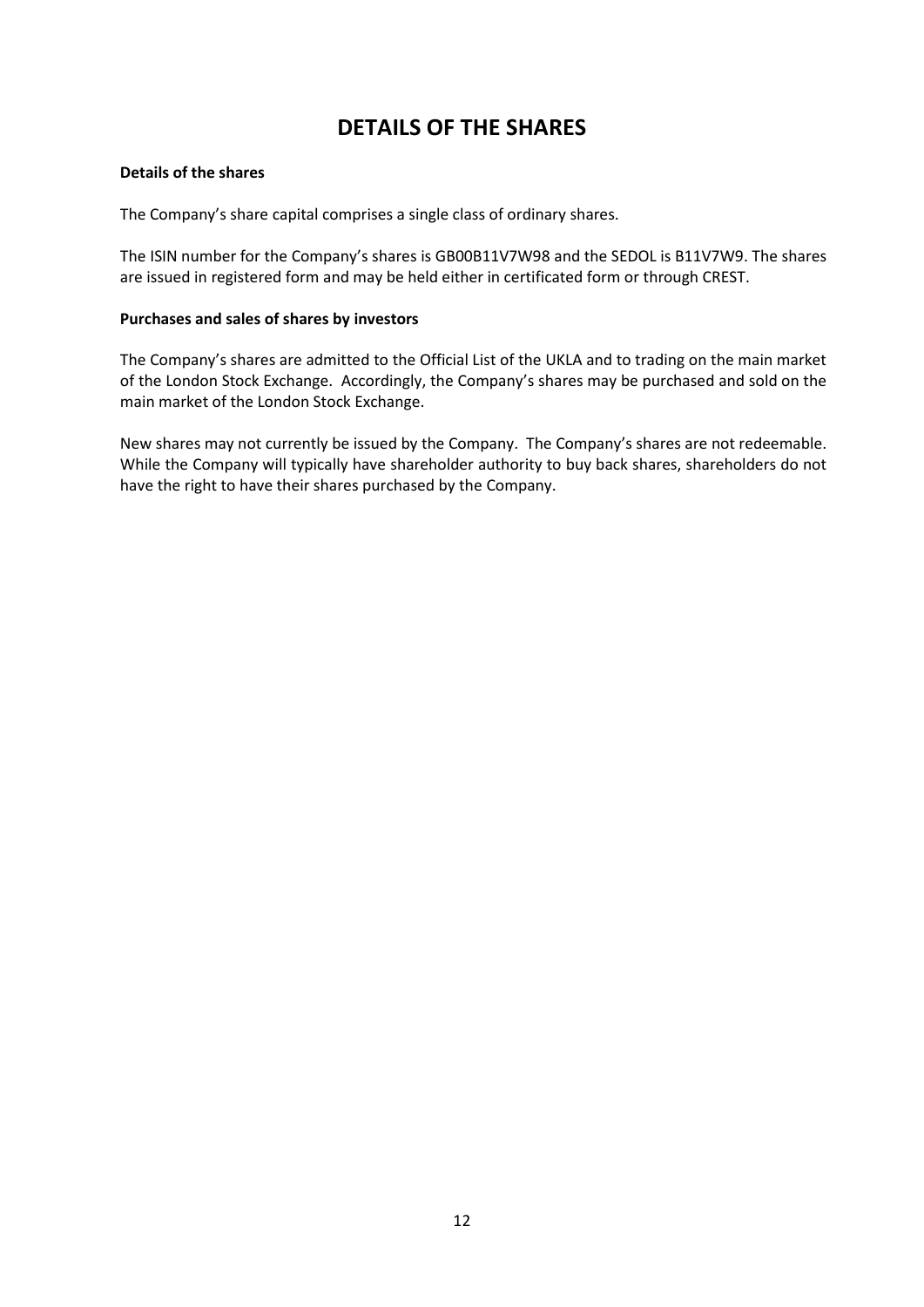# DETAILS OF THE SHARES

**Details of the shares**

The Company's share capital comprises a single class of ordinary shares.

The ISIN number for the Company's shares is GB00B11V7W98 and the SEDOL is B11V7W9. The shares are issued in registered form and may be held either in certificated form or through CREST.

**Purchases and sales of shares by investors**

The Company's shares are admitted to the Official List of the UKLA and to trading on the main market of the London Stock Exchange. Accordingly, the Company's shares may be purchased and sold on the main market of the London Stock Exchange.

New shares may not currently be issued by the Company. The Company's shares are not redeemable. While the Company will typically have shareholder authority to buy back shares, shareholders do not have the right to have their shares purchased by the Company.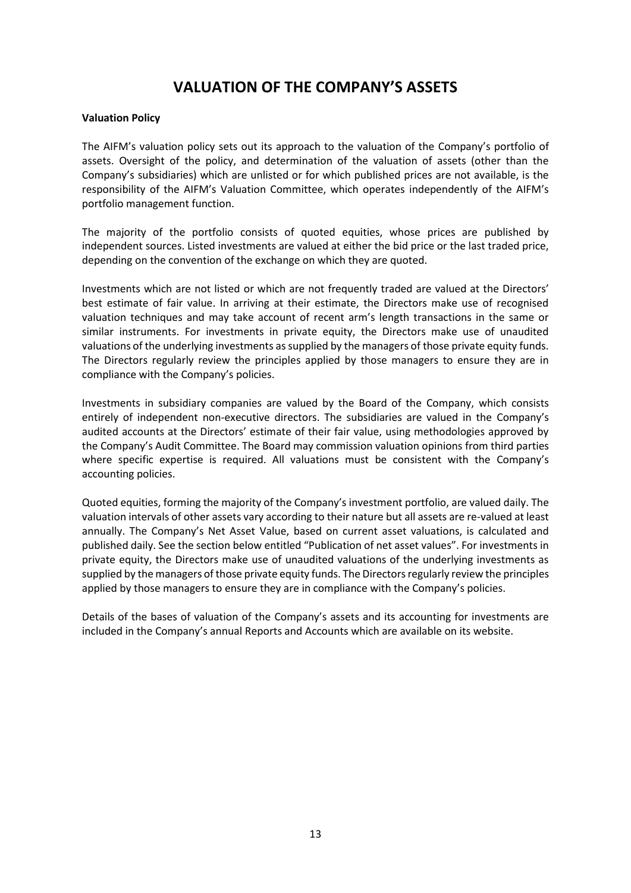# VALUATION OF THE COMPANY'S ASSETS

**Valuation Policy**

The AIFM's valuation policy sets out its approach to the valuation of the Company's portfolio of assets. Oversight of the policy, and determination of the valuation of assets (other than the Company's subsidiaries) which are unlisted or for which published prices are not available, is the responsibility of the AIFM's Valuation Committee, which operates independently of the AIFM's portfolio management function.

The majority of the portfolio consists of quoted equities, whose prices are published by independent sources. Listed investments are valued at either the bid price or the last traded price, depending on the convention of the exchange on which they are quoted.

Investments which are not listed or which are not frequently traded are valued at the Directors' best estimate of fair value. In arriving at their estimate, the Directors make use of recognised valuation techniques and may take account of recent arm's length transactions in the same or similar instruments. For investments in private equity, the Directors make use of unaudited valuations of the underlying investments as supplied by the managers of those private equity funds. The Directors regularly review the principles applied by those managers to ensure they are in compliance with the Company's policies.

Investments in subsidiary companies are valued by the Board of the Company, which consists entirely of independent non-executive directors. The subsidiaries are valued in the Company's audited accounts at the Directors' estimate of their fair value, using methodologies approved by the Company's Audit Committee. The Board may commission valuation opinions from third parties where specific expertise is required. All valuations must be consistent with the Company's accounting policies.

Quoted equities, forming the majority of the Company's investment portfolio, are valued daily. The valuation intervals of other assets vary according to their nature but all assets are re-valued at least annually. The Company's Net Asset Value, based on current asset valuations, is calculated and published daily. See the section below entitled "Publication of net asset values". For investments in private equity, the Directors make use of unaudited valuations of the underlying investments as supplied by the managers of those private equity funds. The Directors regularly review the principles applied by those managers to ensure they are in compliance with the Company's policies.

Details of the bases of valuation of the Company's assets and its accounting for investments are included in the Company's annual Reports and Accounts which are available on its website.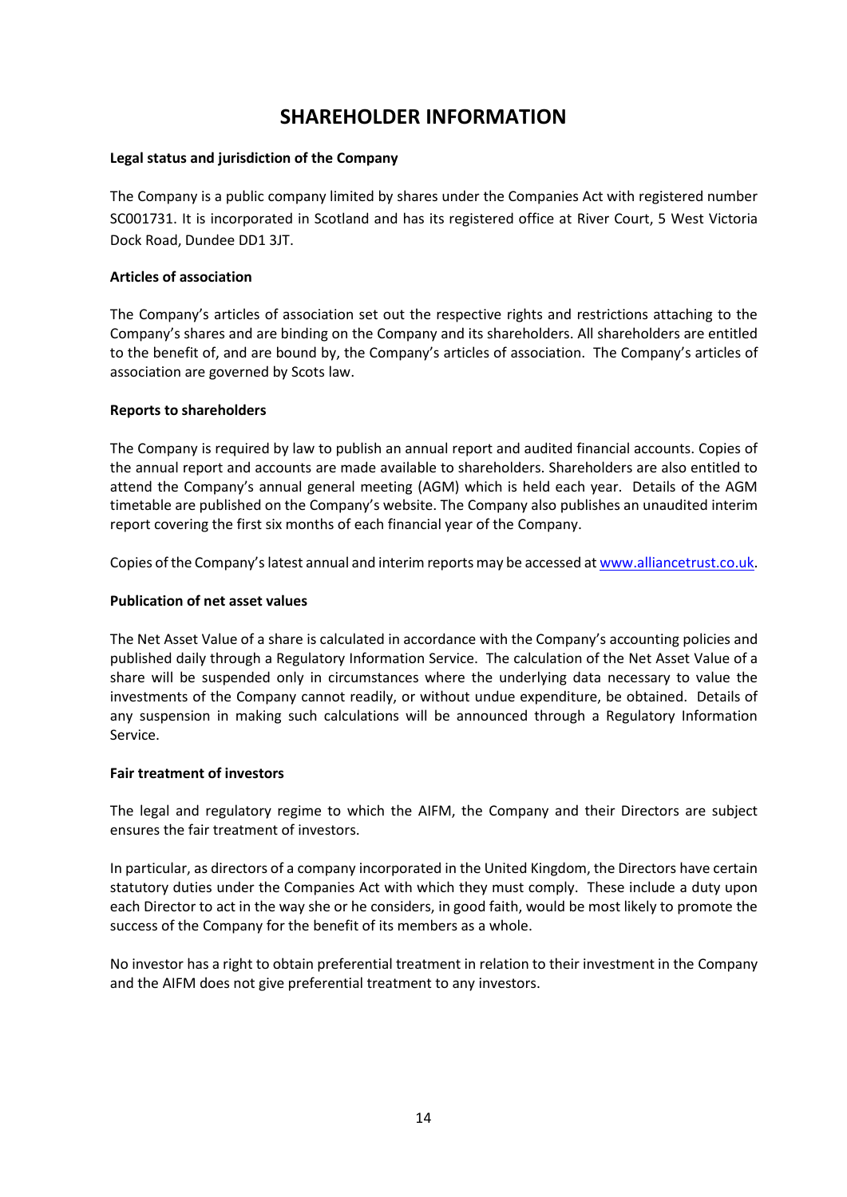# SHAREHOLDER INFORMATION

**Legal status and jurisdiction of the Company**

The Company is a public company limited by shares under the Companies Act with registered number SC001731. It is incorporated in Scotland and has its registered office at River Court, 5 West Victoria Dock Road, Dundee DD1 3JT.

**Articles of association**

The Company's articles of association set out the respective rights and restrictions attaching to the Company's shares and are binding on the Company and its shareholders. All shareholders are entitled to the benefit of, and are bound by, the Company's articles of association. The Company's articles of association are governed by Scots law.

**Reports to shareholders**

The Company is required by law to publish an annual report and audited financial accounts. Copies of the annual report and accounts are made available to shareholders. Shareholders are also entitled to attend the Company's annual general meeting (AGM) which is held each year. Details of the AGM timetable are published on the Company's website. The Company also publishes an unaudited interim report covering the first six months of each financial year of the Company.

Copies of the Company's latest annual and interim reports may be accessed at [www.alliancetrust.co.uk](http://www.alliancetrust.co.uk).

**Publication of net asset values**

The Net Asset Value of a share is calculated in accordance with the Company's accounting policies and published daily through a Regulatory Information Service. The calculation of the Net Asset Value of a share will be suspended only in circumstances where the underlying data necessary to value the investments of the Company cannot readily, or without undue expenditure, be obtained. Details of any suspension in making such calculations will be announced through a Regulatory Information Service.

**Fair treatment of investors**

The legal and regulatory regime to which the AIFM, the Company and their Directors are subject ensures the fair treatment of investors.

In particular, as directors of a company incorporated in the United Kingdom, the Directors have certain statutory duties under the Companies Act with which they must comply. These include a duty upon each Director to act in the way she or he considers, in good faith, would be most likely to promote the success of the Company for the benefit of its members as a whole.

No investor has a right to obtain preferential treatment in relation to their investment in the Company and the AIFM does not give preferential treatment to any investors.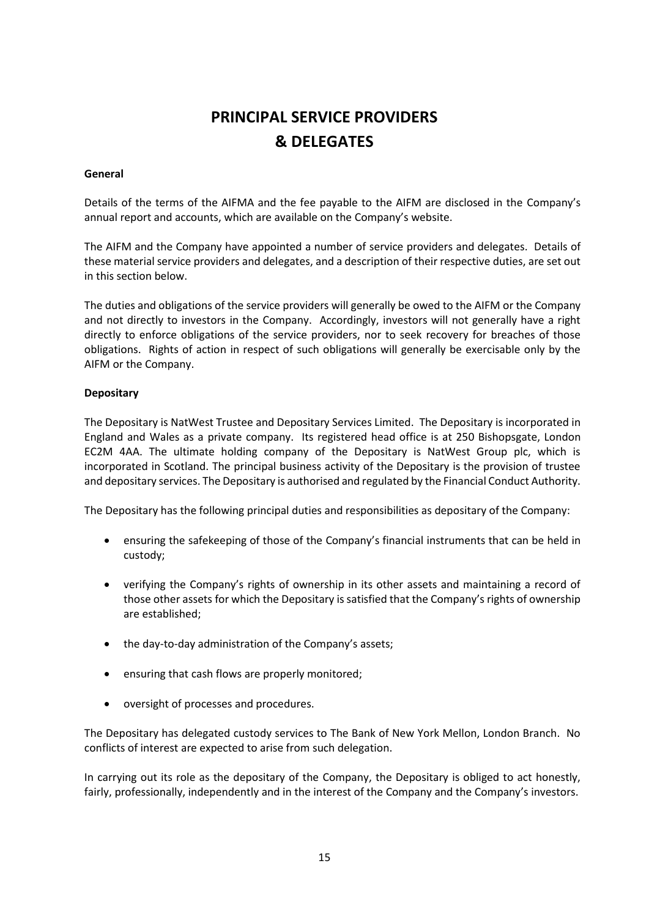# PRINCIPAL SERVICE PROVIDERS & DELEGATES

**General**

Details of the terms of the AIFMA and the fee payable to the AIFM are disclosed in the Company's annual report and accounts, which are available on the Company's website.

The AIFM and the Company have appointed a number of service providers and delegates. Details of these material service providers and delegates, and a description of their respective duties, are set out in this section below.

The duties and obligations of the service providers will generally be owed to the AIFM or the Company and not directly to investors in the Company. Accordingly, investors will not generally have a right directly to enforce obligations of the service providers, nor to seek recovery for breaches of those obligations. Rights of action in respect of such obligations will generally be exercisable only by the AIFM or the Company.

**Depositary**

The Depositary is NatWest Trustee and Depositary Services Limited. The Depositary is incorporated in England and Wales as a private company. Its registered head office is at 250 Bishopsgate, London EC2M 4AA. The ultimate holding company of the Depositary is NatWest Group plc, which is incorporated in Scotland. The principal business activity of the Depositary is the provision of trustee and depositary services. The Depositary is authorised and regulated by the Financial Conduct Authority.

The Depositary has the following principal duties and responsibilities as depositary of the Company:

- ensuring the safekeeping of those of the Company's financial instruments that can be held in custody;
- verifying the Company's rights of ownership in its other assets and maintaining a record of those other assets for which the Depositary is satisfied that the Company's rights of ownership are established;
- the day-to-day administration of the Company's assets;
- ensuring that cash flows are properly monitored;
- oversight of processes and procedures.

The Depositary has delegated custody services to The Bank of New York Mellon, London Branch. No conflicts of interest are expected to arise from such delegation.

In carrying out its role as the depositary of the Company, the Depositary is obliged to act honestly, fairly, professionally, independently and in the interest of the Company and the Company's investors.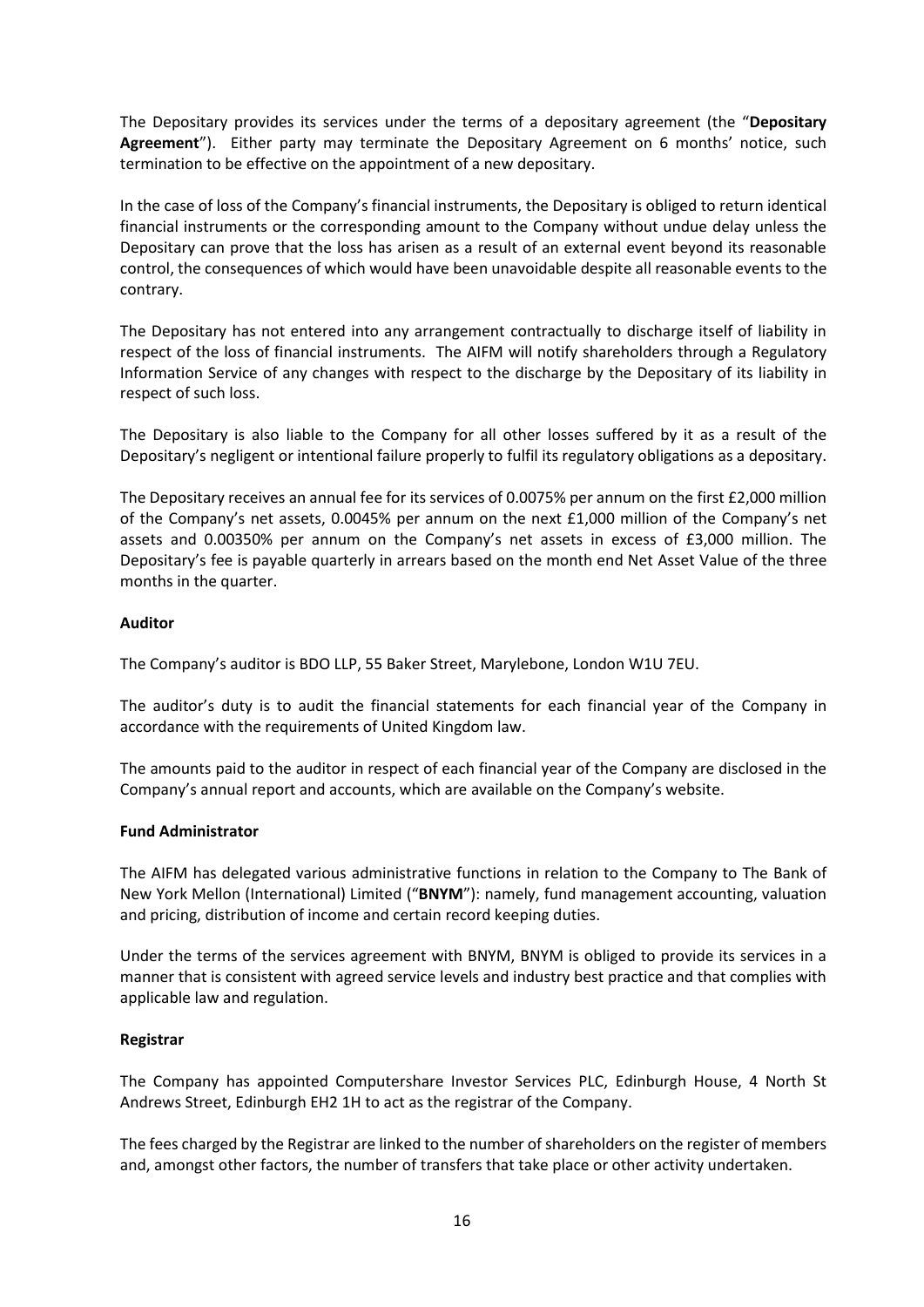The Depositary provides its services under the terms of a depositary agreement (the "**Depositary Agreement**"). Either party may terminate the Depositary Agreement on 6 months' notice, such termination to be effective on the appointment of a new depositary.

In the case of loss of the Company's financial instruments, the Depositary is obliged to return identical financial instruments or the corresponding amount to the Company without undue delay unless the Depositary can prove that the loss has arisen as a result of an external event beyond its reasonable control, the consequences of which would have been unavoidable despite all reasonable events to the contrary.

The Depositary has not entered into any arrangement contractually to discharge itself of liability in respect of the loss of financial instruments. The AIFM will notify shareholders through a Regulatory Information Service of any changes with respect to the discharge by the Depositary of its liability in respect of such loss.

The Depositary is also liable to the Company for all other losses suffered by it as a result of the Depositary's negligent or intentional failure properly to fulfil its regulatory obligations as a depositary.

The Depositary receives an annual fee for its services of 0.0075% per annum on the first £2,000 million of the Company's net assets, 0.0045% per annum on the next £1,000 million of the Company's net assets and 0.00350% per annum on the Company's net assets in excess of £3,000 million. The Depositary's fee is payable quarterly in arrears based on the month end Net Asset Value of the three months in the quarter.

**Auditor**

The Company's auditor is BDO LLP, 55 Baker Street, Marylebone, London W1U 7EU.

The auditor's duty is to audit the financial statements for each financial year of the Company in accordance with the requirements of United Kingdom law.

The amounts paid to the auditor in respect of each financial year of the Company are disclosed in the Company's annual report and accounts, which are available on the Company's website.

**Fund Administrator**

The AIFM has delegated various administrative functions in relation to the Company to The Bank of New York Mellon (International) Limited ("**BNYM**"): namely, fund management accounting, valuation and pricing, distribution of income and certain record keeping duties.

Under the terms of the services agreement with BNYM, BNYM is obliged to provide its services in a manner that is consistent with agreed service levels and industry best practice and that complies with applicable law and regulation.

**Registrar**

The Company has appointed Computershare Investor Services PLC, Edinburgh House, 4 North St Andrews Street, Edinburgh EH2 1H to act as the registrar of the Company.

The fees charged by the Registrar are linked to the number of shareholders on the register of members and, amongst other factors, the number of transfers that take place or other activity undertaken.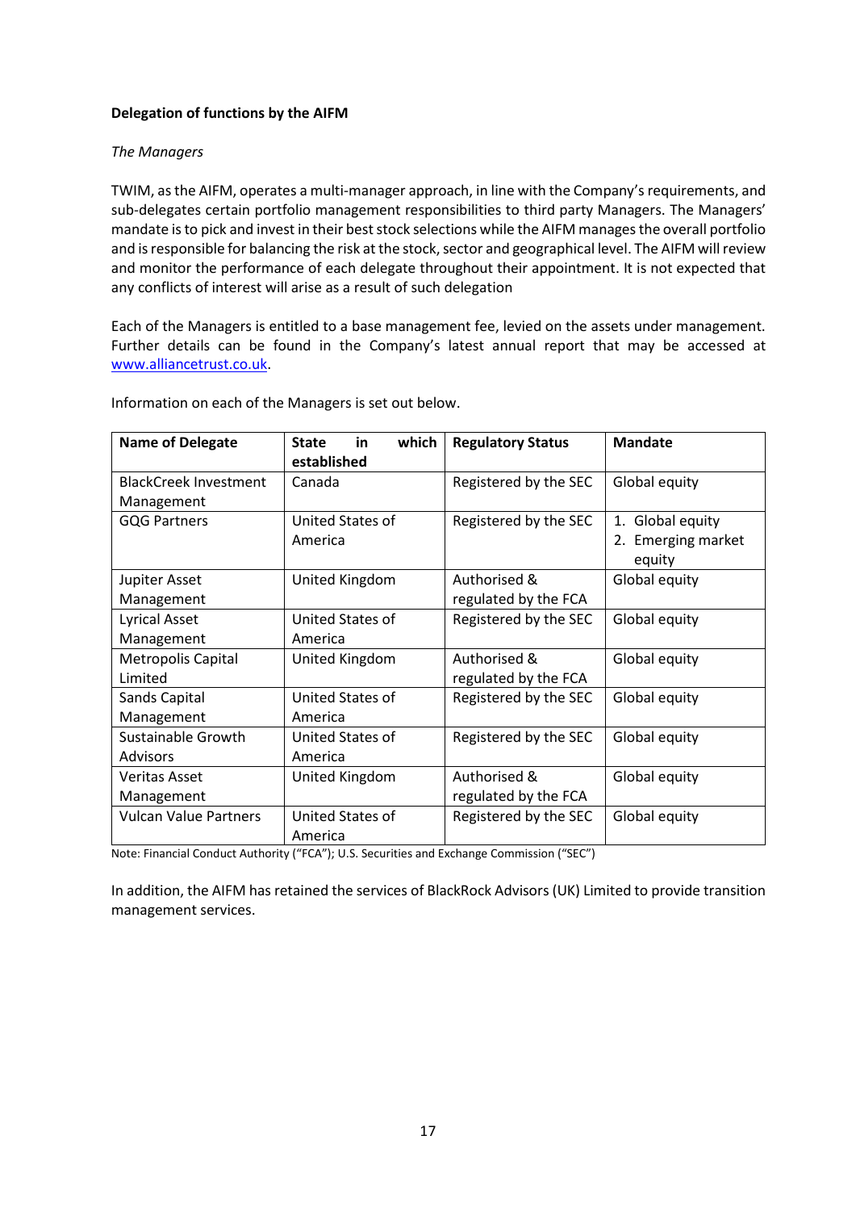**Delegation of functions by the AIFM**

*The Managers*

TWIM, as the AIFM, operates a multi-manager approach, in line with the Company's requirements, and sub-delegates certain portfolio management responsibilities to third party Managers. The Managers' mandate is to pick and invest in their best stock selections while the AIFM manages the overall portfolio and is responsible for balancing the risk at the stock, sector and geographical level. The AIFM will review and monitor the performance of each delegate throughout their appointment. It is not expected that any conflicts of interest will arise as a result of such delegation

Each of the Managers is entitled to a base management fee, levied on the assets under management. Further details can be found in the Company's latest annual report that may be accessed at www.alliancetrust.co.uk.

Information on each of the Managers is set out below.

| Name of Delegate | State in which established | Regulatory Status | Mandate |
|---|---|---|---|
| BlackCreek Investment Management | Canada | Registered by the SEC | Global equity |
| GQG Partners | United States of America | Registered by the SEC | 1. Global equity<br>2. Emerging market equity |
| Jupiter Asset Management | United Kingdom | Authorised & regulated by the FCA | Global equity |
| Lyrical Asset Management | United States of America | Registered by the SEC | Global equity |
| Metropolis Capital Limited | United Kingdom | Authorised & regulated by the FCA | Global equity |
| Sands Capital Management | United States of America | Registered by the SEC | Global equity |
| Sustainable Growth Advisors | United States of America | Registered by the SEC | Global equity |
| Veritas Asset Management | United Kingdom | Authorised & regulated by the FCA | Global equity |
| Vulcan Value Partners | United States of America | Registered by the SEC | Global equity |

Note: Financial Conduct Authority ("FCA"); U.S. Securities and Exchange Commission ("SEC")

In addition, the AIFM has retained the services of BlackRock Advisors (UK) Limited to provide transition management services.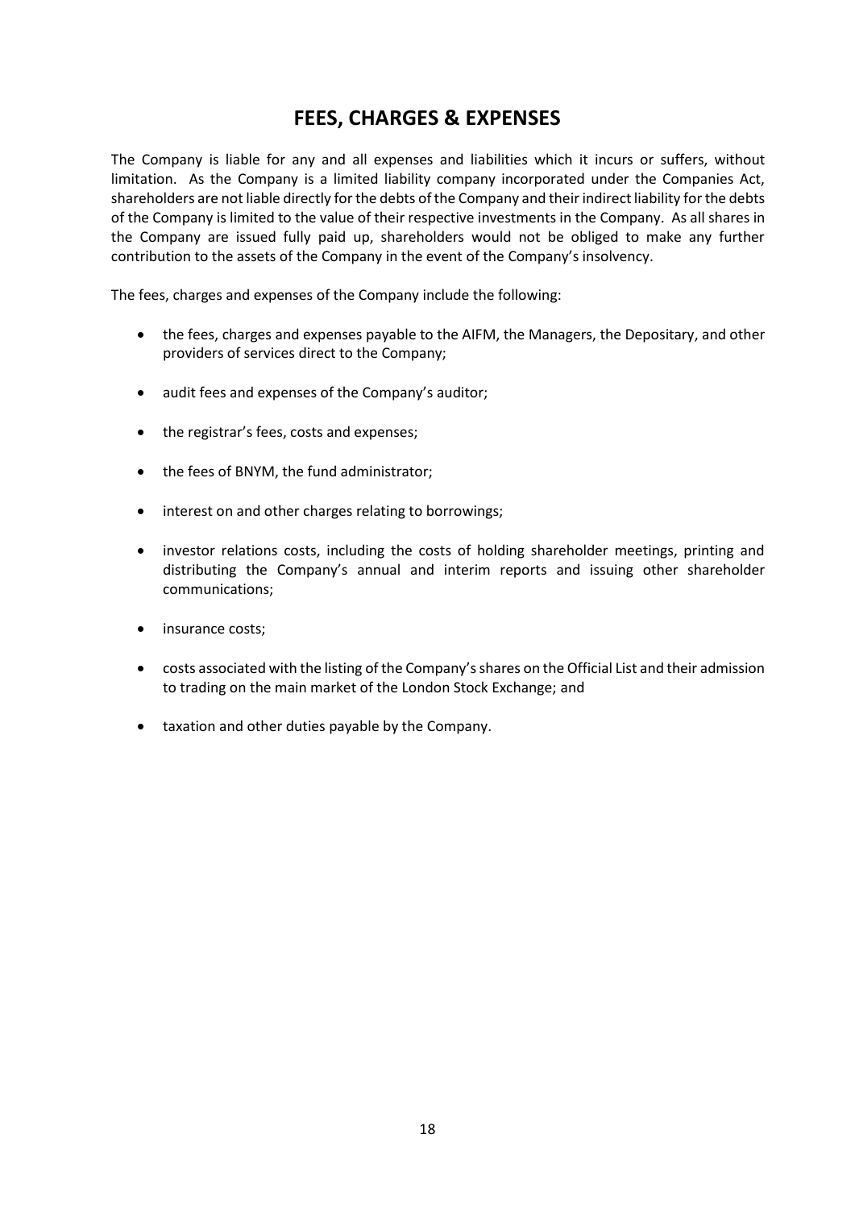# FEES, CHARGES & EXPENSES

The Company is liable for any and all expenses and liabilities which it incurs or suffers, without limitation. As the Company is a limited liability company incorporated under the Companies Act, shareholders are not liable directly for the debts of the Company and their indirect liability for the debts of the Company is limited to the value of their respective investments in the Company. As all shares in the Company are issued fully paid up, shareholders would not be obliged to make any further contribution to the assets of the Company in the event of the Company's insolvency.

The fees, charges and expenses of the Company include the following:

- the fees, charges and expenses payable to the AIFM, the Managers, the Depositary, and other providers of services direct to the Company;
- audit fees and expenses of the Company's auditor;
- the registrar's fees, costs and expenses;
- the fees of BNYM, the fund administrator;
- interest on and other charges relating to borrowings;
- investor relations costs, including the costs of holding shareholder meetings, printing and distributing the Company's annual and interim reports and issuing other shareholder communications;
- insurance costs;
- costs associated with the listing of the Company's shares on the Official List and their admission to trading on the main market of the London Stock Exchange; and
- taxation and other duties payable by the Company.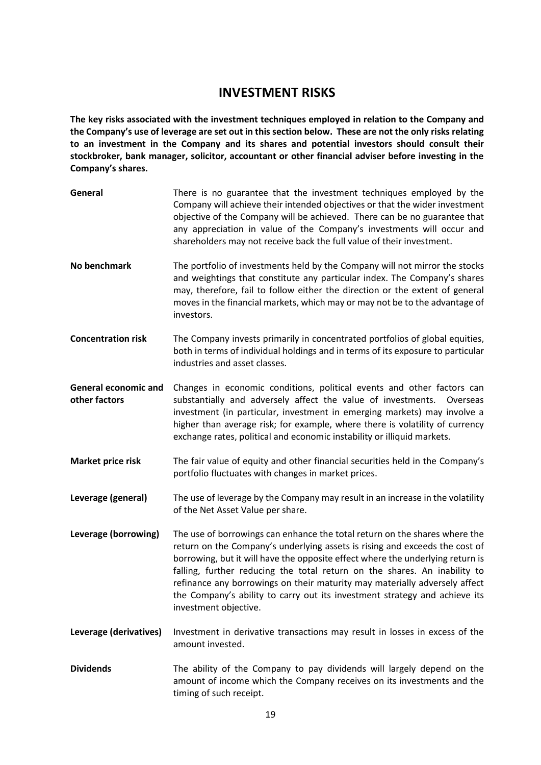# INVESTMENT RISKS

**The key risks associated with the investment techniques employed in relation to the Company and the Company's use of leverage are set out in this section below. These are not the only risks relating to an investment in the Company and its shares and potential investors should consult their stockbroker, bank manager, solicitor, accountant or other financial adviser before investing in the Company's shares.**

**General** There is no guarantee that the investment techniques employed by the Company will achieve their intended objectives or that the wider investment objective of the Company will be achieved. There can be no guarantee that any appreciation in value of the Company's investments will occur and shareholders may not receive back the full value of their investment.

**No benchmark** The portfolio of investments held by the Company will not mirror the stocks and weightings that constitute any particular index. The Company's shares may, therefore, fail to follow either the direction or the extent of general moves in the financial markets, which may or may not be to the advantage of investors.

**Concentration risk** The Company invests primarily in concentrated portfolios of global equities, both in terms of individual holdings and in terms of its exposure to particular industries and asset classes.

**General economic and other factors** Changes in economic conditions, political events and other factors can substantially and adversely affect the value of investments. Overseas investment (in particular, investment in emerging markets) may involve a higher than average risk; for example, where there is volatility of currency exchange rates, political and economic instability or illiquid markets.

**Market price risk** The fair value of equity and other financial securities held in the Company's portfolio fluctuates with changes in market prices.

**Leverage (general)** The use of leverage by the Company may result in an increase in the volatility of the Net Asset Value per share.

**Leverage (borrowing)** The use of borrowings can enhance the total return on the shares where the return on the Company's underlying assets is rising and exceeds the cost of borrowing, but it will have the opposite effect where the underlying return is falling, further reducing the total return on the shares. An inability to refinance any borrowings on their maturity may materially adversely affect the Company's ability to carry out its investment strategy and achieve its investment objective.

**Leverage (derivatives)** Investment in derivative transactions may result in losses in excess of the amount invested.

**Dividends** The ability of the Company to pay dividends will largely depend on the amount of income which the Company receives on its investments and the timing of such receipt.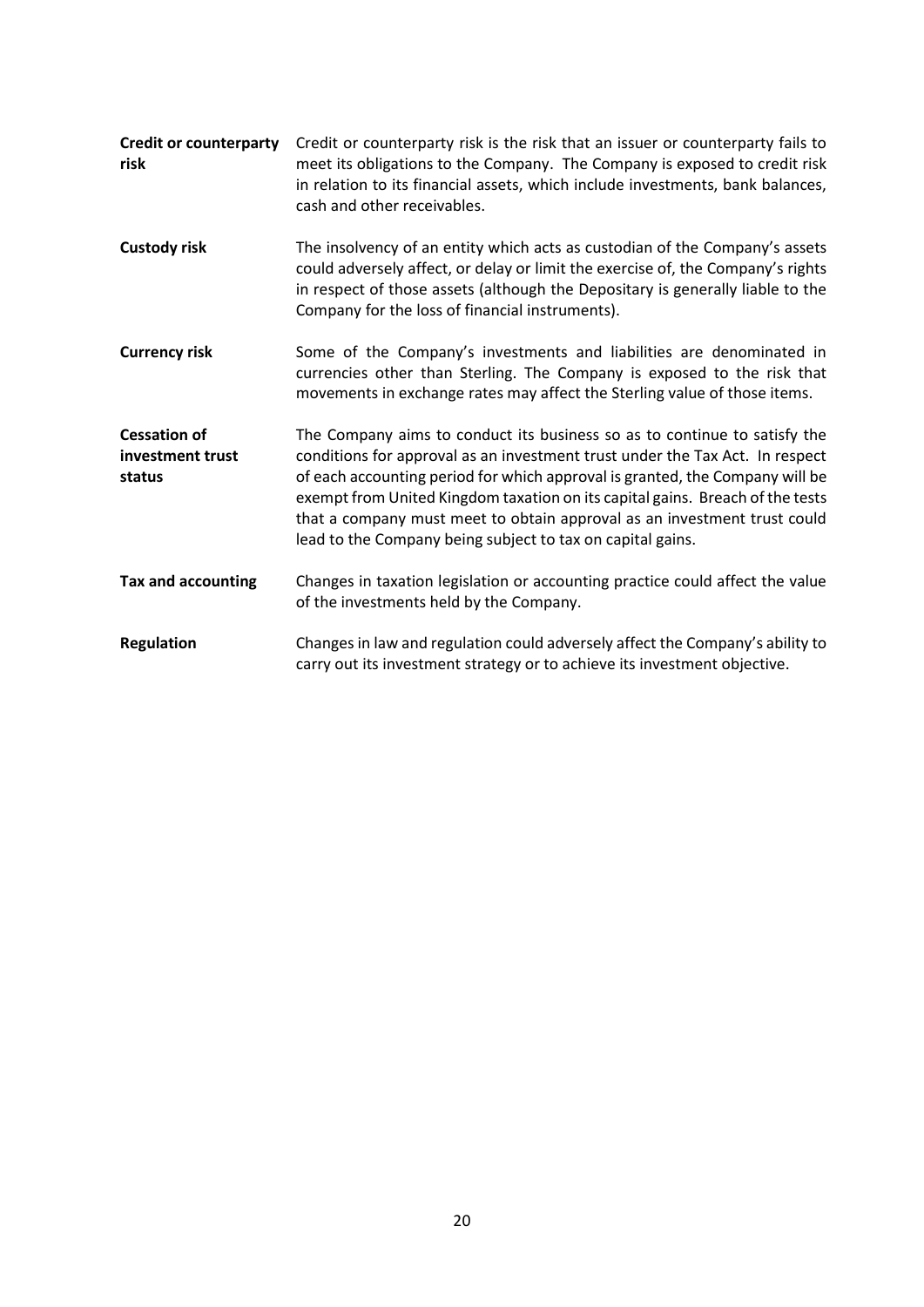**Credit or counterparty risk**
Credit or counterparty risk is the risk that an issuer or counterparty fails to meet its obligations to the Company. The Company is exposed to credit risk in relation to its financial assets, which include investments, bank balances, cash and other receivables.

**Custody risk**
The insolvency of an entity which acts as custodian of the Company's assets could adversely affect, or delay or limit the exercise of, the Company's rights in respect of those assets (although the Depositary is generally liable to the Company for the loss of financial instruments).

**Currency risk**
Some of the Company's investments and liabilities are denominated in currencies other than Sterling. The Company is exposed to the risk that movements in exchange rates may affect the Sterling value of those items.

**Cessation of investment trust status**
The Company aims to conduct its business so as to continue to satisfy the conditions for approval as an investment trust under the Tax Act. In respect of each accounting period for which approval is granted, the Company will be exempt from United Kingdom taxation on its capital gains. Breach of the tests that a company must meet to obtain approval as an investment trust could lead to the Company being subject to tax on capital gains.

**Tax and accounting**
Changes in taxation legislation or accounting practice could affect the value of the investments held by the Company.

**Regulation**
Changes in law and regulation could adversely affect the Company's ability to carry out its investment strategy or to achieve its investment objective.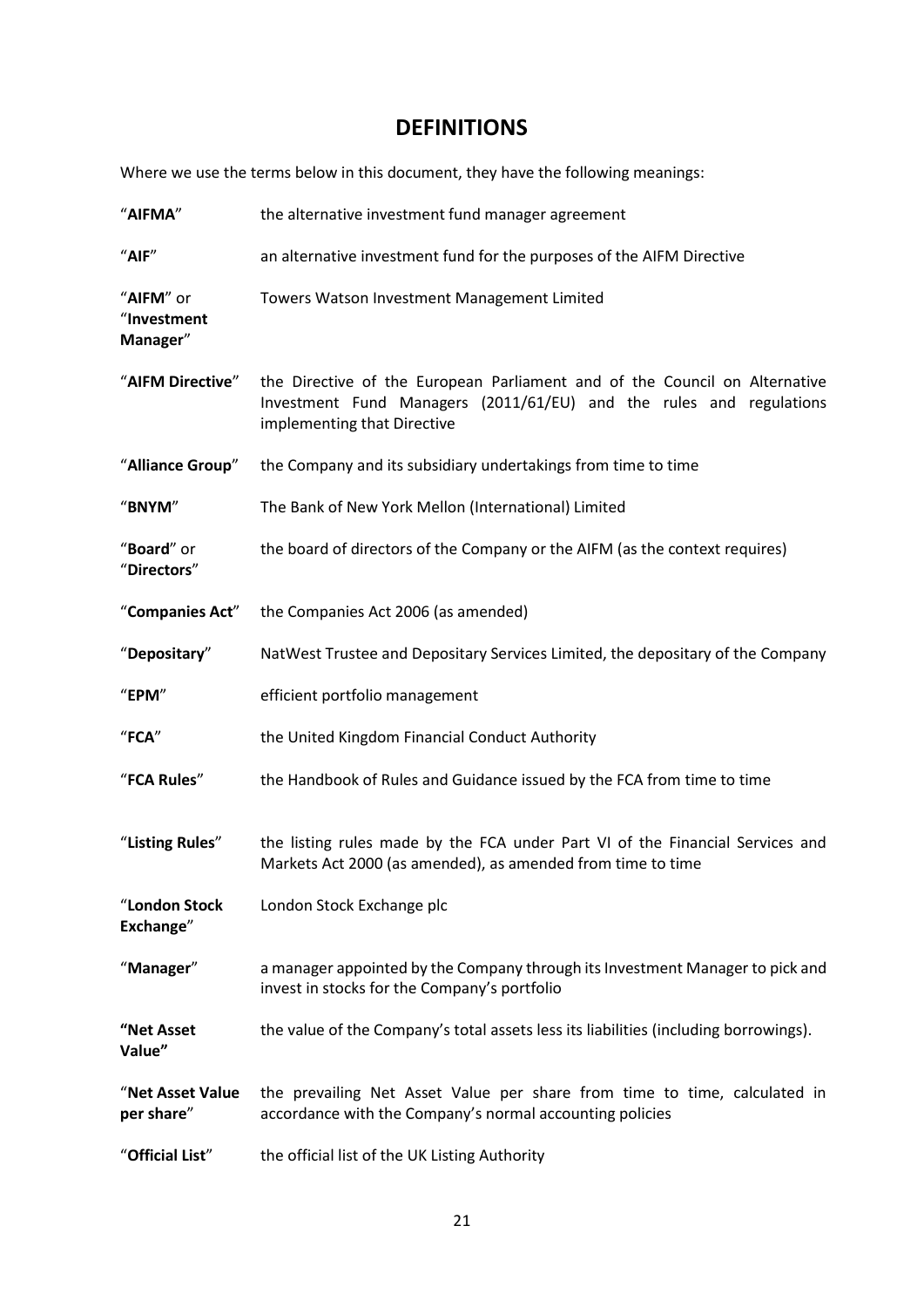# DEFINITIONS

Where we use the terms below in this document, they have the following meanings:

| Term | Meaning |
|---|---|
| "**AIFMA**" | the alternative investment fund manager agreement |
| "**AIF**" | an alternative investment fund for the purposes of the AIFM Directive |
| "**AIFM**" or "**Investment Manager**" | Towers Watson Investment Management Limited |
| "**AIFM Directive**" | the Directive of the European Parliament and of the Council on Alternative Investment Fund Managers (2011/61/EU) and the rules and regulations implementing that Directive |
| "**Alliance Group**" | the Company and its subsidiary undertakings from time to time |
| "**BNYM**" | The Bank of New York Mellon (International) Limited |
| "**Board**" or "**Directors**" | the board of directors of the Company or the AIFM (as the context requires) |
| "**Companies Act**" | the Companies Act 2006 (as amended) |
| "**Depositary**" | NatWest Trustee and Depositary Services Limited, the depositary of the Company |
| "**EPM**" | efficient portfolio management |
| "**FCA**" | the United Kingdom Financial Conduct Authority |
| "**FCA Rules**" | the Handbook of Rules and Guidance issued by the FCA from time to time |
| "**Listing Rules**" | the listing rules made by the FCA under Part VI of the Financial Services and Markets Act 2000 (as amended), as amended from time to time |
| "**London Stock Exchange**" | London Stock Exchange plc |
| "**Manager**" | a manager appointed by the Company through its Investment Manager to pick and invest in stocks for the Company's portfolio |
| **"Net Asset Value"** | the value of the Company's total assets less its liabilities (including borrowings). |
| "**Net Asset Value per share**" | the prevailing Net Asset Value per share from time to time, calculated in accordance with the Company's normal accounting policies |
| "**Official List**" | the official list of the UK Listing Authority |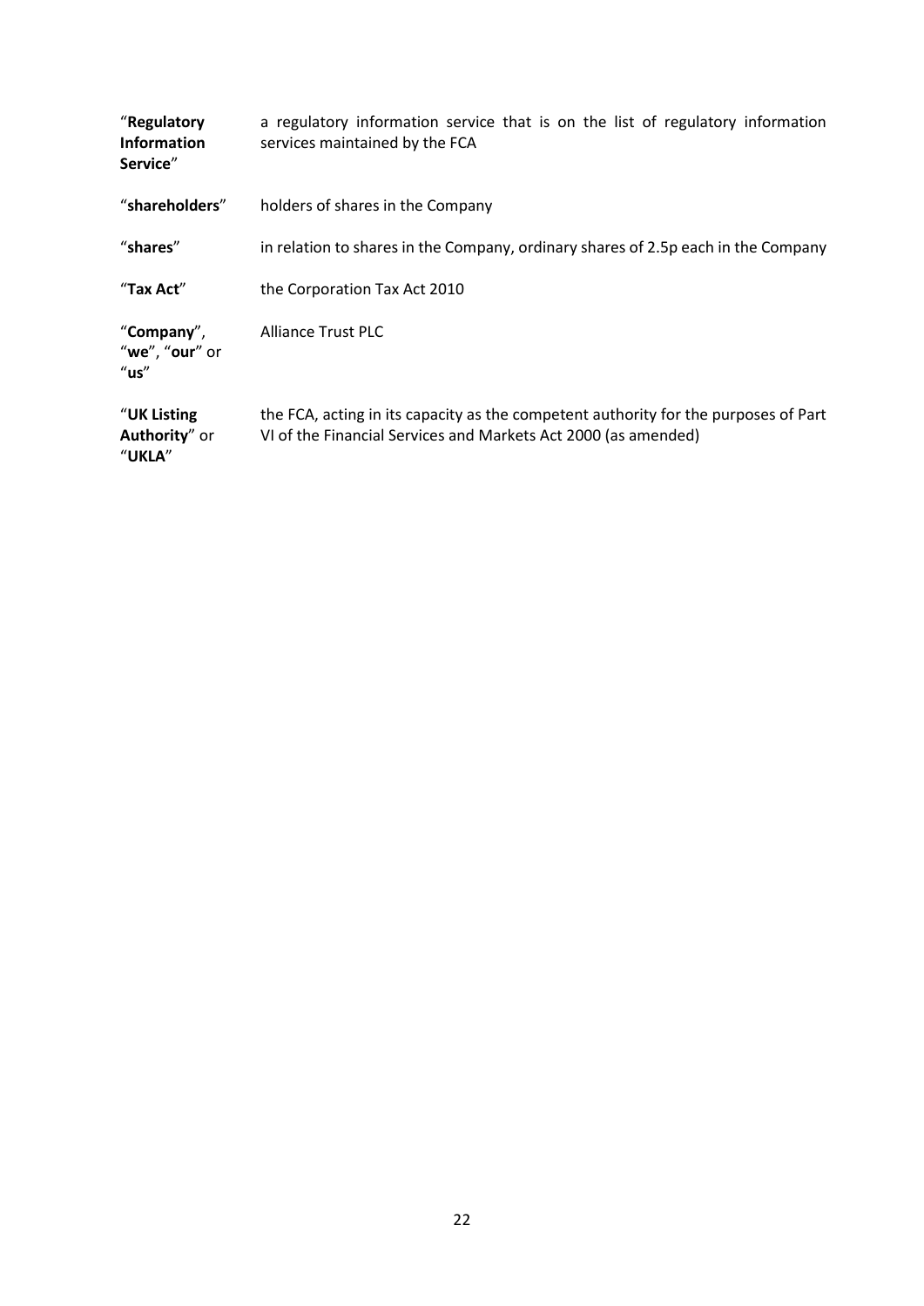| | |
|---|---|
| "**Regulatory Information Service**" | a regulatory information service that is on the list of regulatory information services maintained by the FCA |
| "**shareholders**" | holders of shares in the Company |
| "**shares**" | in relation to shares in the Company, ordinary shares of 2.5p each in the Company |
| "**Tax Act**" | the Corporation Tax Act 2010 |
| "**Company**", "**we**", "**our**" or "**us**" | Alliance Trust PLC |
| "**UK Listing Authority**" or "**UKLA**" | the FCA, acting in its capacity as the competent authority for the purposes of Part VI of the Financial Services and Markets Act 2000 (as amended) |